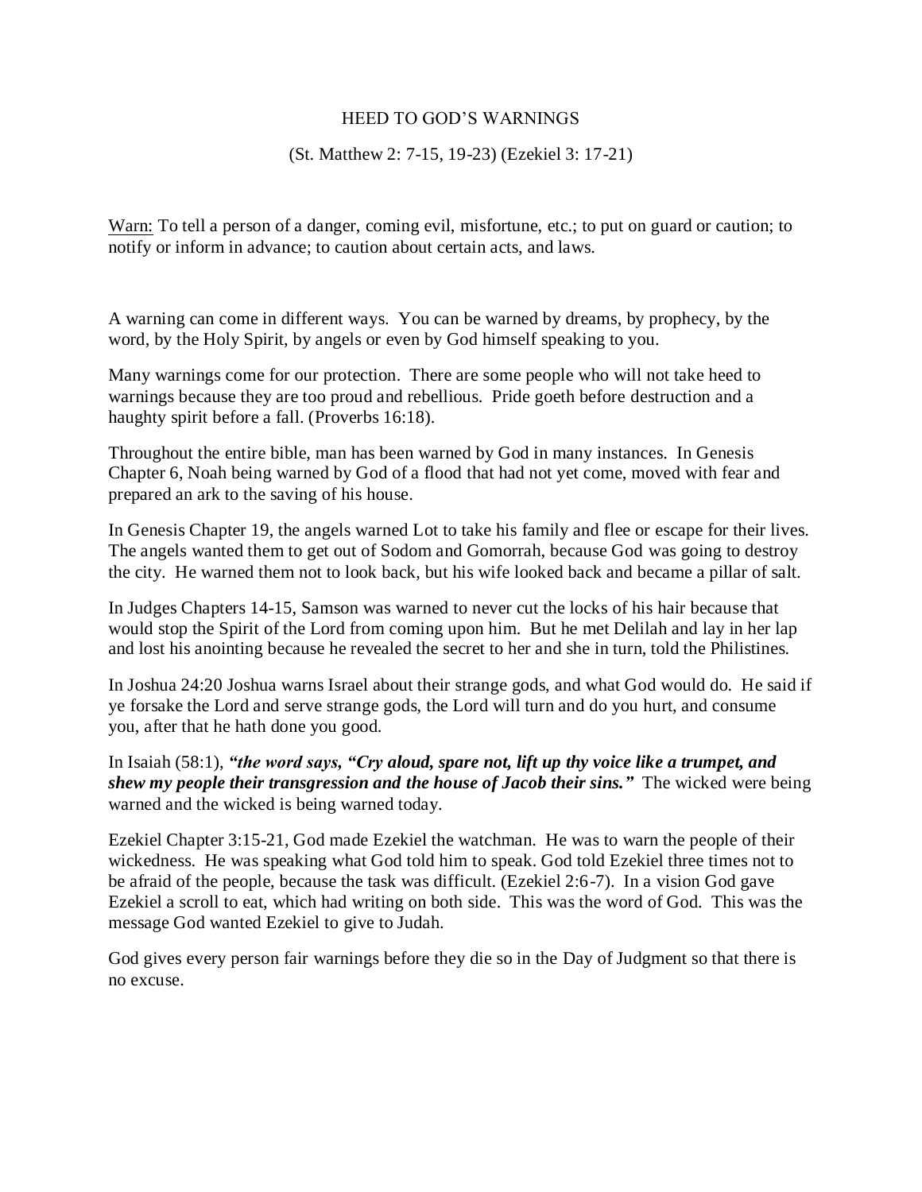# HEED TO GOD'S WARNINGS

(St. Matthew 2: 7-15, 19-23) (Ezekiel 3: 17-21)

Warn: To tell a person of a danger, coming evil, misfortune, etc.; to put on guard or caution; to notify or inform in advance; to caution about certain acts, and laws.

A warning can come in different ways. You can be warned by dreams, by prophecy, by the word, by the Holy Spirit, by angels or even by God himself speaking to you.

Many warnings come for our protection. There are some people who will not take heed to warnings because they are too proud and rebellious. Pride goeth before destruction and a haughty spirit before a fall. (Proverbs 16:18).

Throughout the entire bible, man has been warned by God in many instances. In Genesis Chapter 6, Noah being warned by God of a flood that had not yet come, moved with fear and prepared an ark to the saving of his house.

In Genesis Chapter 19, the angels warned Lot to take his family and flee or escape for their lives. The angels wanted them to get out of Sodom and Gomorrah, because God was going to destroy the city. He warned them not to look back, but his wife looked back and became a pillar of salt.

In Judges Chapters 14-15, Samson was warned to never cut the locks of his hair because that would stop the Spirit of the Lord from coming upon him. But he met Delilah and lay in her lap and lost his anointing because he revealed the secret to her and she in turn, told the Philistines.

In Joshua 24:20 Joshua warns Israel about their strange gods, and what God would do. He said if ye forsake the Lord and serve strange gods, the Lord will turn and do you hurt, and consume you, after that he hath done you good.

In Isaiah (58:1), ***"the word says, "Cry aloud, spare not, lift up thy voice like a trumpet, and shew my people their transgression and the house of Jacob their sins."*** The wicked were being warned and the wicked is being warned today.

Ezekiel Chapter 3:15-21, God made Ezekiel the watchman. He was to warn the people of their wickedness. He was speaking what God told him to speak. God told Ezekiel three times not to be afraid of the people, because the task was difficult. (Ezekiel 2:6-7). In a vision God gave Ezekiel a scroll to eat, which had writing on both side. This was the word of God. This was the message God wanted Ezekiel to give to Judah.

God gives every person fair warnings before they die so in the Day of Judgment so that there is no excuse.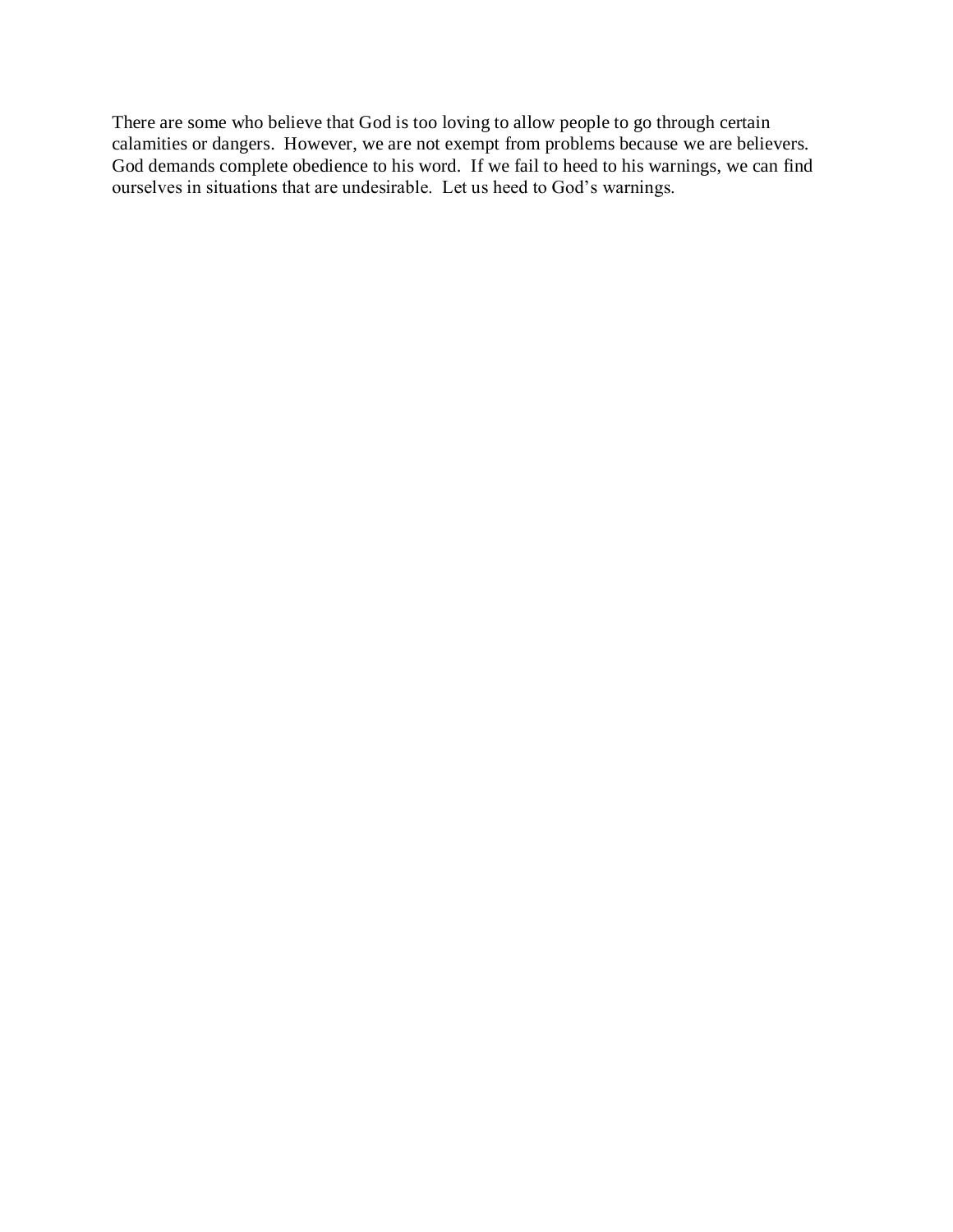There are some who believe that God is too loving to allow people to go through certain calamities or dangers. However, we are not exempt from problems because we are believers. God demands complete obedience to his word. If we fail to heed to his warnings, we can find ourselves in situations that are undesirable. Let us heed to God's warnings.